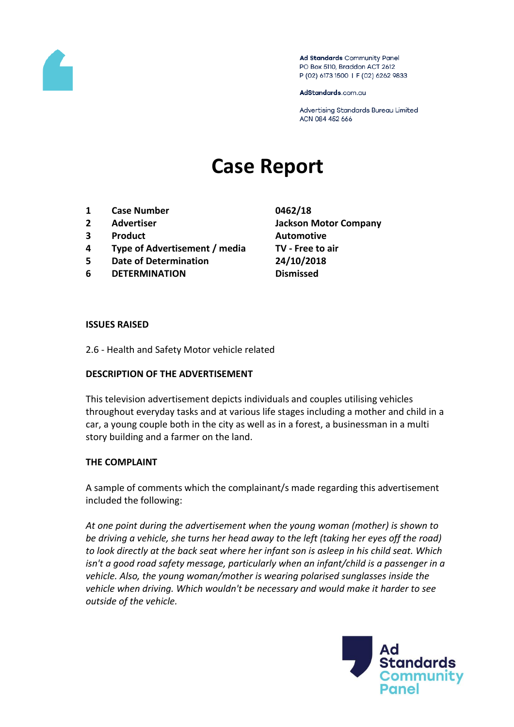Ad Standards Community Panel
PO Box 5110, Braddon ACT 2612
P (02) 6173 1500 | F (02) 6262 9833

AdStandards.com.au

Advertising Standards Bureau Limited
ACN 084 452 666

# Case Report

| | | |
|---|---|---|
| 1 | **Case Number** | **0462/18** |
| 2 | **Advertiser** | **Jackson Motor Company** |
| 3 | **Product** | **Automotive** |
| 4 | **Type of Advertisement / media** | **TV - Free to air** |
| 5 | **Date of Determination** | **24/10/2018** |
| 6 | **DETERMINATION** | **Dismissed** |

**ISSUES RAISED**

2.6 - Health and Safety Motor vehicle related

**DESCRIPTION OF THE ADVERTISEMENT**

This television advertisement depicts individuals and couples utilising vehicles throughout everyday tasks and at various life stages including a mother and child in a car, a young couple both in the city as well as in a forest, a businessman in a multi story building and a farmer on the land.

**THE COMPLAINT**

A sample of comments which the complainant/s made regarding this advertisement included the following:

*At one point during the advertisement when the young woman (mother) is shown to be driving a vehicle, she turns her head away to the left (taking her eyes off the road) to look directly at the back seat where her infant son is asleep in his child seat. Which isn't a good road safety message, particularly when an infant/child is a passenger in a vehicle. Also, the young woman/mother is wearing polarised sunglasses inside the vehicle when driving. Which wouldn't be necessary and would make it harder to see outside of the vehicle.*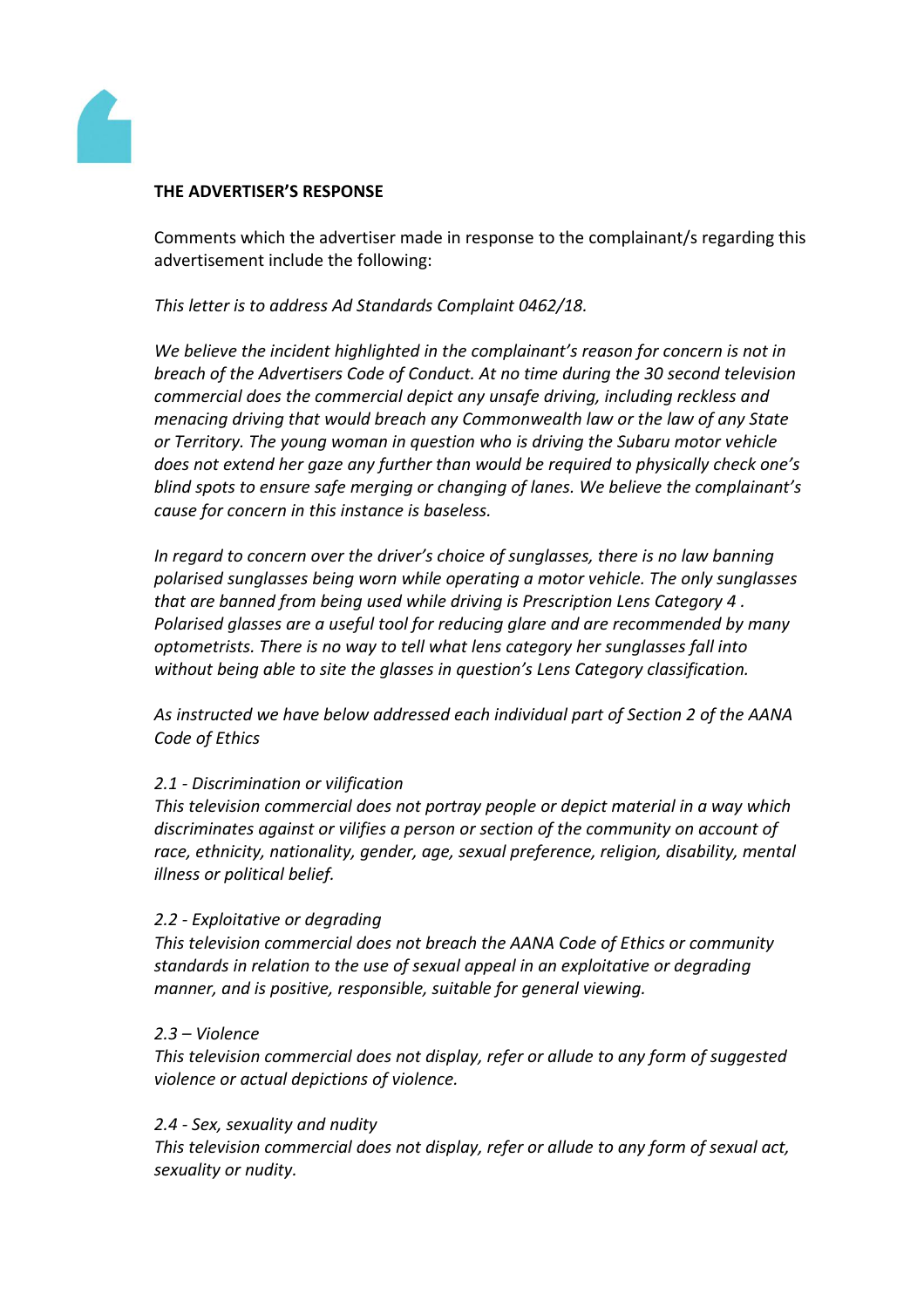**THE ADVERTISER'S RESPONSE**

Comments which the advertiser made in response to the complainant/s regarding this advertisement include the following:

*This letter is to address Ad Standards Complaint 0462/18.*

*We believe the incident highlighted in the complainant's reason for concern is not in breach of the Advertisers Code of Conduct. At no time during the 30 second television commercial does the commercial depict any unsafe driving, including reckless and menacing driving that would breach any Commonwealth law or the law of any State or Territory. The young woman in question who is driving the Subaru motor vehicle does not extend her gaze any further than would be required to physically check one's blind spots to ensure safe merging or changing of lanes. We believe the complainant's cause for concern in this instance is baseless.*

*In regard to concern over the driver's choice of sunglasses, there is no law banning polarised sunglasses being worn while operating a motor vehicle. The only sunglasses that are banned from being used while driving is Prescription Lens Category 4 . Polarised glasses are a useful tool for reducing glare and are recommended by many optometrists. There is no way to tell what lens category her sunglasses fall into without being able to site the glasses in question's Lens Category classification.*

*As instructed we have below addressed each individual part of Section 2 of the AANA Code of Ethics*

*2.1 - Discrimination or vilification*
*This television commercial does not portray people or depict material in a way which discriminates against or vilifies a person or section of the community on account of race, ethnicity, nationality, gender, age, sexual preference, religion, disability, mental illness or political belief.*

*2.2 - Exploitative or degrading*
*This television commercial does not breach the AANA Code of Ethics or community standards in relation to the use of sexual appeal in an exploitative or degrading manner, and is positive, responsible, suitable for general viewing.*

*2.3 – Violence*
*This television commercial does not display, refer or allude to any form of suggested violence or actual depictions of violence.*

*2.4 - Sex, sexuality and nudity*
*This television commercial does not display, refer or allude to any form of sexual act, sexuality or nudity.*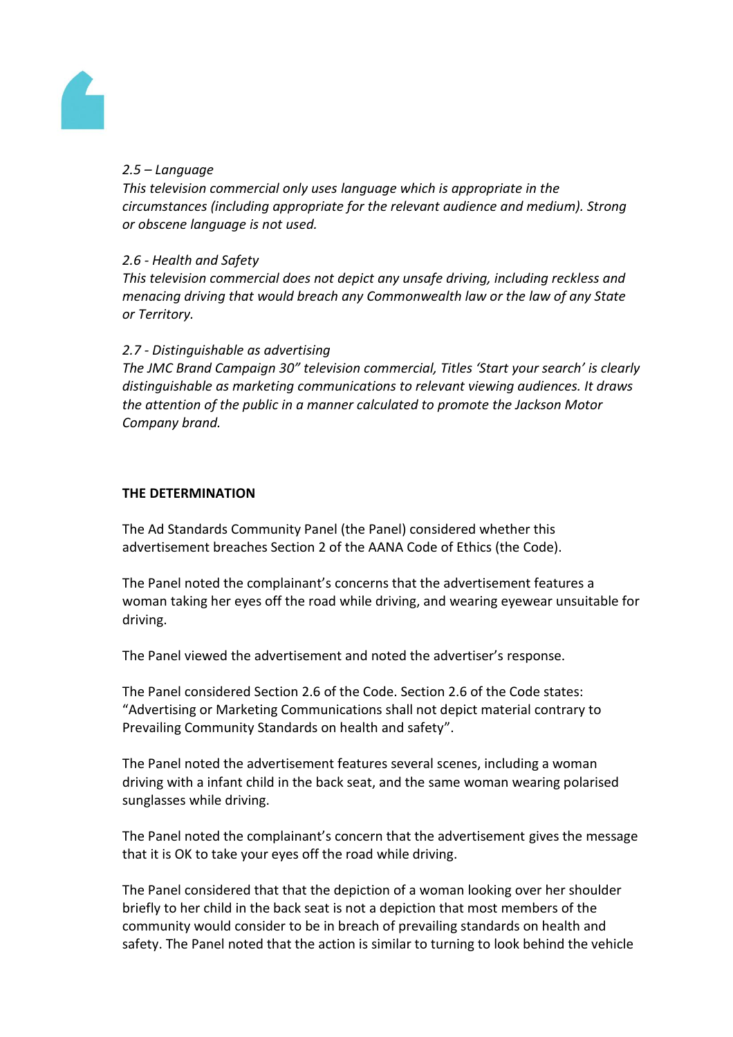*2.5 – Language*
*This television commercial only uses language which is appropriate in the circumstances (including appropriate for the relevant audience and medium). Strong or obscene language is not used.*

*2.6 - Health and Safety*
*This television commercial does not depict any unsafe driving, including reckless and menacing driving that would breach any Commonwealth law or the law of any State or Territory.*

*2.7 - Distinguishable as advertising*
*The JMC Brand Campaign 30" television commercial, Titles 'Start your search' is clearly distinguishable as marketing communications to relevant viewing audiences. It draws the attention of the public in a manner calculated to promote the Jackson Motor Company brand.*

**THE DETERMINATION**

The Ad Standards Community Panel (the Panel) considered whether this advertisement breaches Section 2 of the AANA Code of Ethics (the Code).

The Panel noted the complainant's concerns that the advertisement features a woman taking her eyes off the road while driving, and wearing eyewear unsuitable for driving.

The Panel viewed the advertisement and noted the advertiser's response.

The Panel considered Section 2.6 of the Code. Section 2.6 of the Code states: "Advertising or Marketing Communications shall not depict material contrary to Prevailing Community Standards on health and safety".

The Panel noted the advertisement features several scenes, including a woman driving with a infant child in the back seat, and the same woman wearing polarised sunglasses while driving.

The Panel noted the complainant's concern that the advertisement gives the message that it is OK to take your eyes off the road while driving.

The Panel considered that that the depiction of a woman looking over her shoulder briefly to her child in the back seat is not a depiction that most members of the community would consider to be in breach of prevailing standards on health and safety. The Panel noted that the action is similar to turning to look behind the vehicle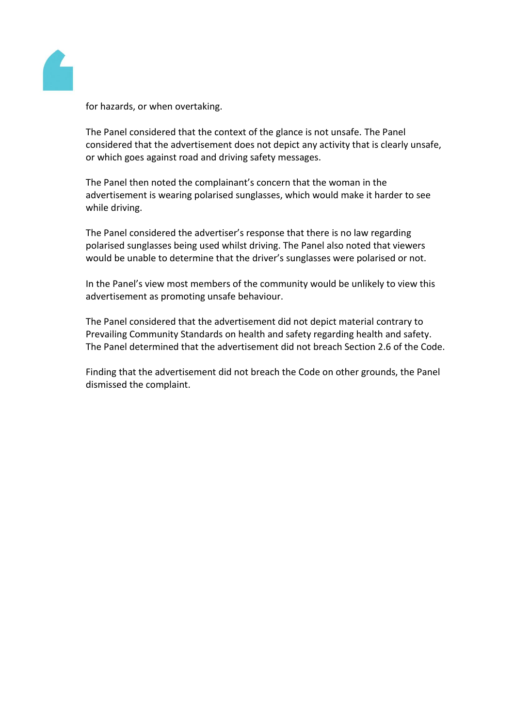for hazards, or when overtaking.

The Panel considered that the context of the glance is not unsafe. The Panel considered that the advertisement does not depict any activity that is clearly unsafe, or which goes against road and driving safety messages.

The Panel then noted the complainant's concern that the woman in the advertisement is wearing polarised sunglasses, which would make it harder to see while driving.

The Panel considered the advertiser's response that there is no law regarding polarised sunglasses being used whilst driving. The Panel also noted that viewers would be unable to determine that the driver's sunglasses were polarised or not.

In the Panel's view most members of the community would be unlikely to view this advertisement as promoting unsafe behaviour.

The Panel considered that the advertisement did not depict material contrary to Prevailing Community Standards on health and safety regarding health and safety. The Panel determined that the advertisement did not breach Section 2.6 of the Code.

Finding that the advertisement did not breach the Code on other grounds, the Panel dismissed the complaint.